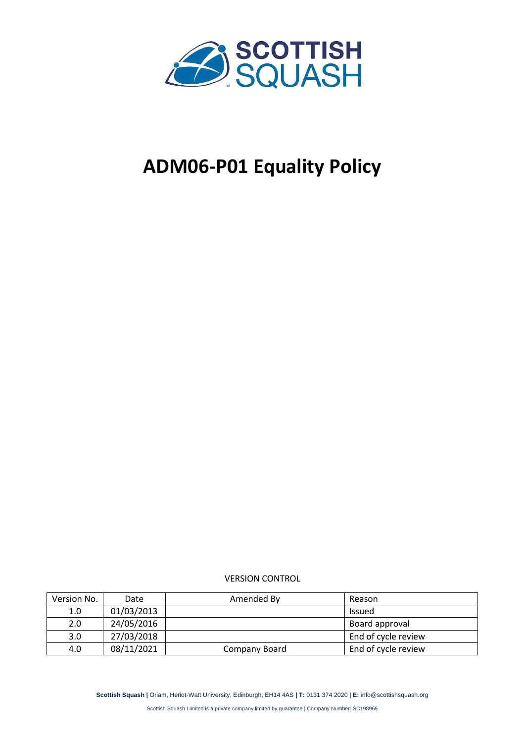# ADM06-P01 Equality Policy

VERSION CONTROL

| Version No. | Date | Amended By | Reason |
|---|---|---|---|
| 1.0 | 01/03/2013 | | Issued |
| 2.0 | 24/05/2016 | | Board approval |
| 3.0 | 27/03/2018 | | End of cycle review |
| 4.0 | 08/11/2021 | Company Board | End of cycle review |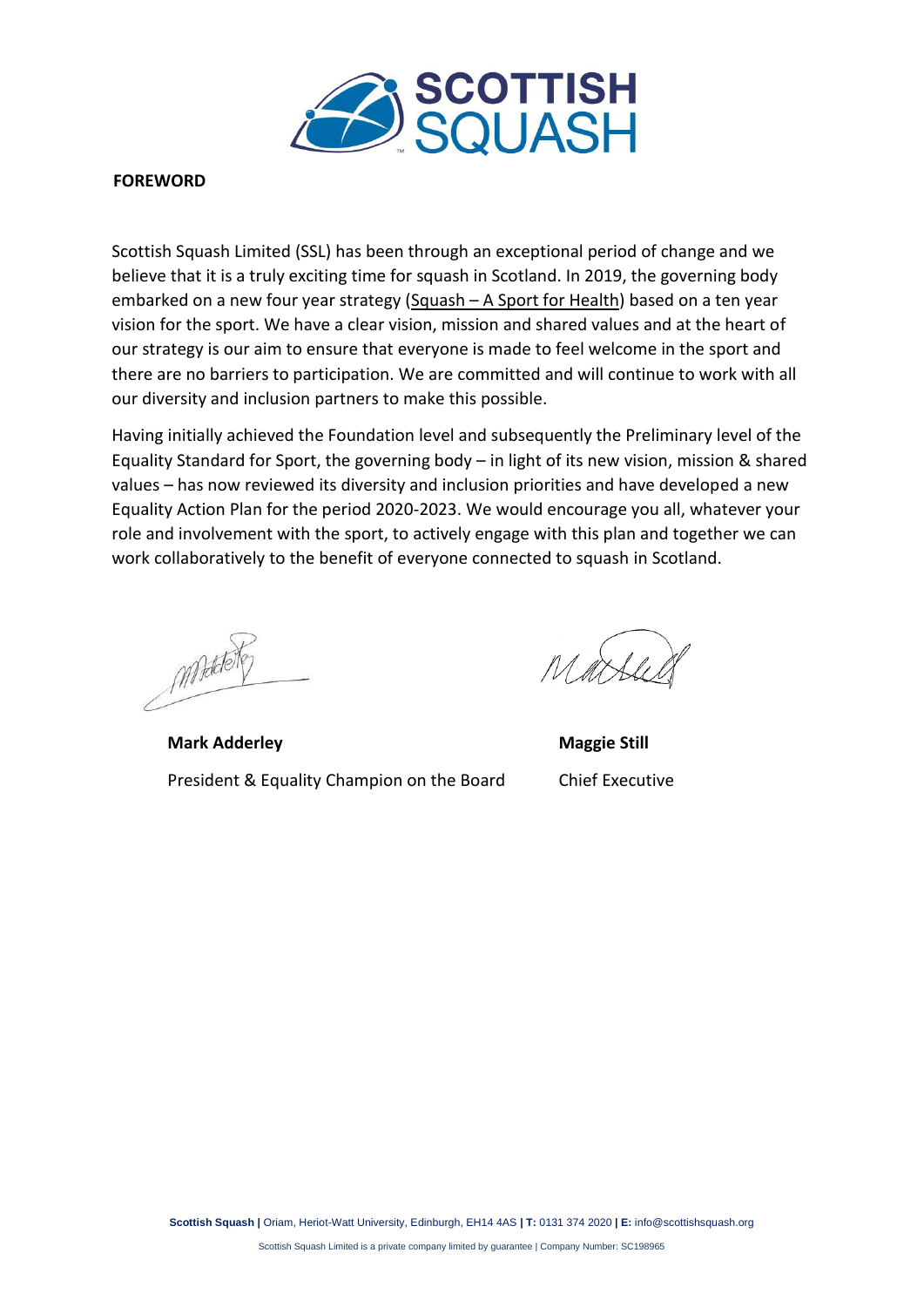## FOREWORD

Scottish Squash Limited (SSL) has been through an exceptional period of change and we believe that it is a truly exciting time for squash in Scotland. In 2019, the governing body embarked on a new four year strategy (Squash – A Sport for Health) based on a ten year vision for the sport. We have a clear vision, mission and shared values and at the heart of our strategy is our aim to ensure that everyone is made to feel welcome in the sport and there are no barriers to participation. We are committed and will continue to work with all our diversity and inclusion partners to make this possible.

Having initially achieved the Foundation level and subsequently the Preliminary level of the Equality Standard for Sport, the governing body – in light of its new vision, mission & shared values – has now reviewed its diversity and inclusion priorities and have developed a new Equality Action Plan for the period 2020-2023. We would encourage you all, whatever your role and involvement with the sport, to actively engage with this plan and together we can work collaboratively to the benefit of everyone connected to squash in Scotland.

**Mark Adderley**
President & Equality Champion on the Board

**Maggie Still**
Chief Executive

**Scottish Squash |** Oriam, Heriot-Watt University, Edinburgh, EH14 4AS **| T:** 0131 374 2020 **| E:** info@scottishsquash.org

Scottish Squash Limited is a private company limited by guarantee | Company Number: SC198965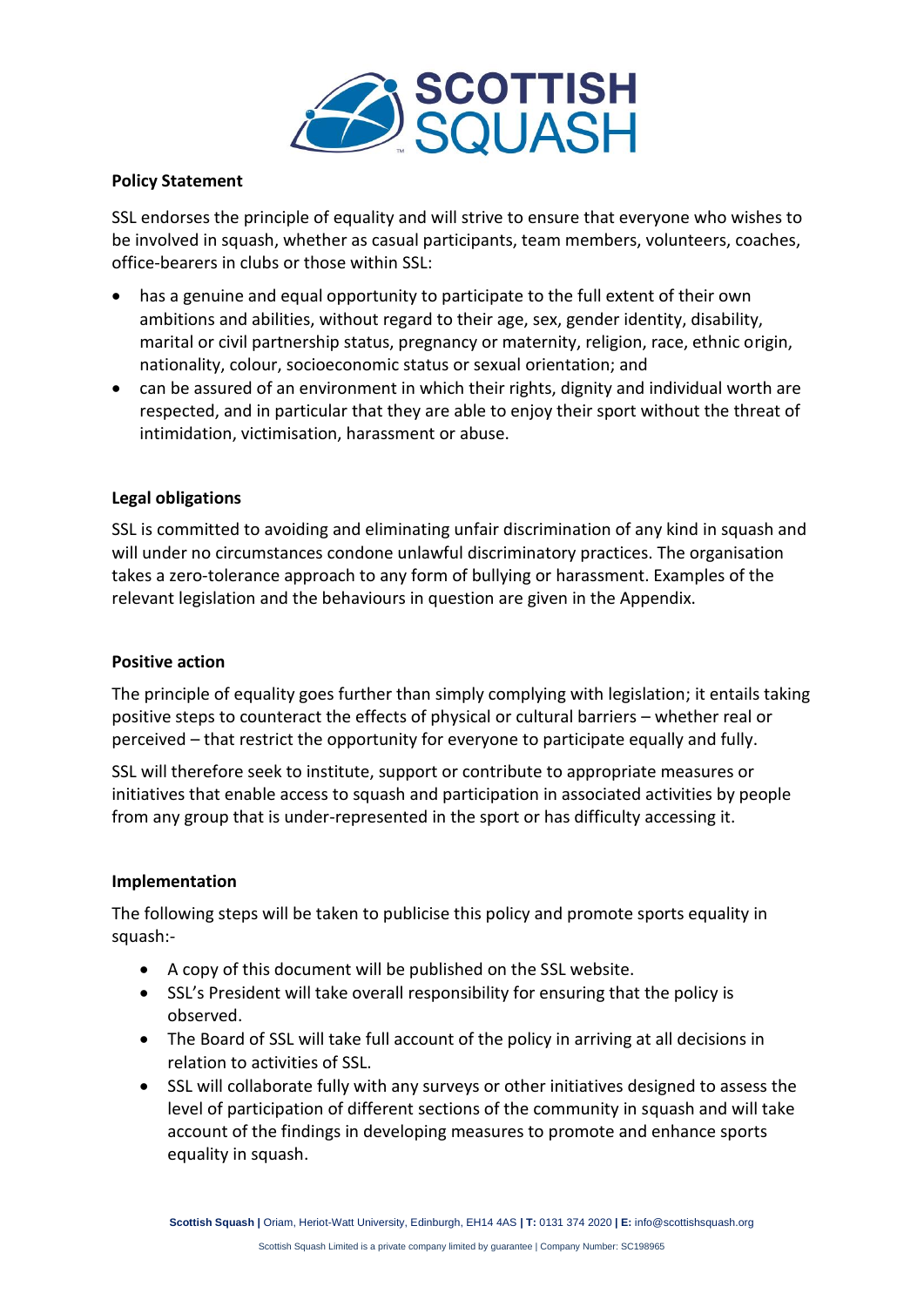**Policy Statement**

SSL endorses the principle of equality and will strive to ensure that everyone who wishes to be involved in squash, whether as casual participants, team members, volunteers, coaches, office-bearers in clubs or those within SSL:

- has a genuine and equal opportunity to participate to the full extent of their own ambitions and abilities, without regard to their age, sex, gender identity, disability, marital or civil partnership status, pregnancy or maternity, religion, race, ethnic origin, nationality, colour, socioeconomic status or sexual orientation; and
- can be assured of an environment in which their rights, dignity and individual worth are respected, and in particular that they are able to enjoy their sport without the threat of intimidation, victimisation, harassment or abuse.

**Legal obligations**

SSL is committed to avoiding and eliminating unfair discrimination of any kind in squash and will under no circumstances condone unlawful discriminatory practices. The organisation takes a zero-tolerance approach to any form of bullying or harassment. Examples of the relevant legislation and the behaviours in question are given in the Appendix.

**Positive action**

The principle of equality goes further than simply complying with legislation; it entails taking positive steps to counteract the effects of physical or cultural barriers – whether real or perceived – that restrict the opportunity for everyone to participate equally and fully.

SSL will therefore seek to institute, support or contribute to appropriate measures or initiatives that enable access to squash and participation in associated activities by people from any group that is under-represented in the sport or has difficulty accessing it.

**Implementation**

The following steps will be taken to publicise this policy and promote sports equality in squash:-

- A copy of this document will be published on the SSL website.
- SSL's President will take overall responsibility for ensuring that the policy is observed.
- The Board of SSL will take full account of the policy in arriving at all decisions in relation to activities of SSL.
- SSL will collaborate fully with any surveys or other initiatives designed to assess the level of participation of different sections of the community in squash and will take account of the findings in developing measures to promote and enhance sports equality in squash.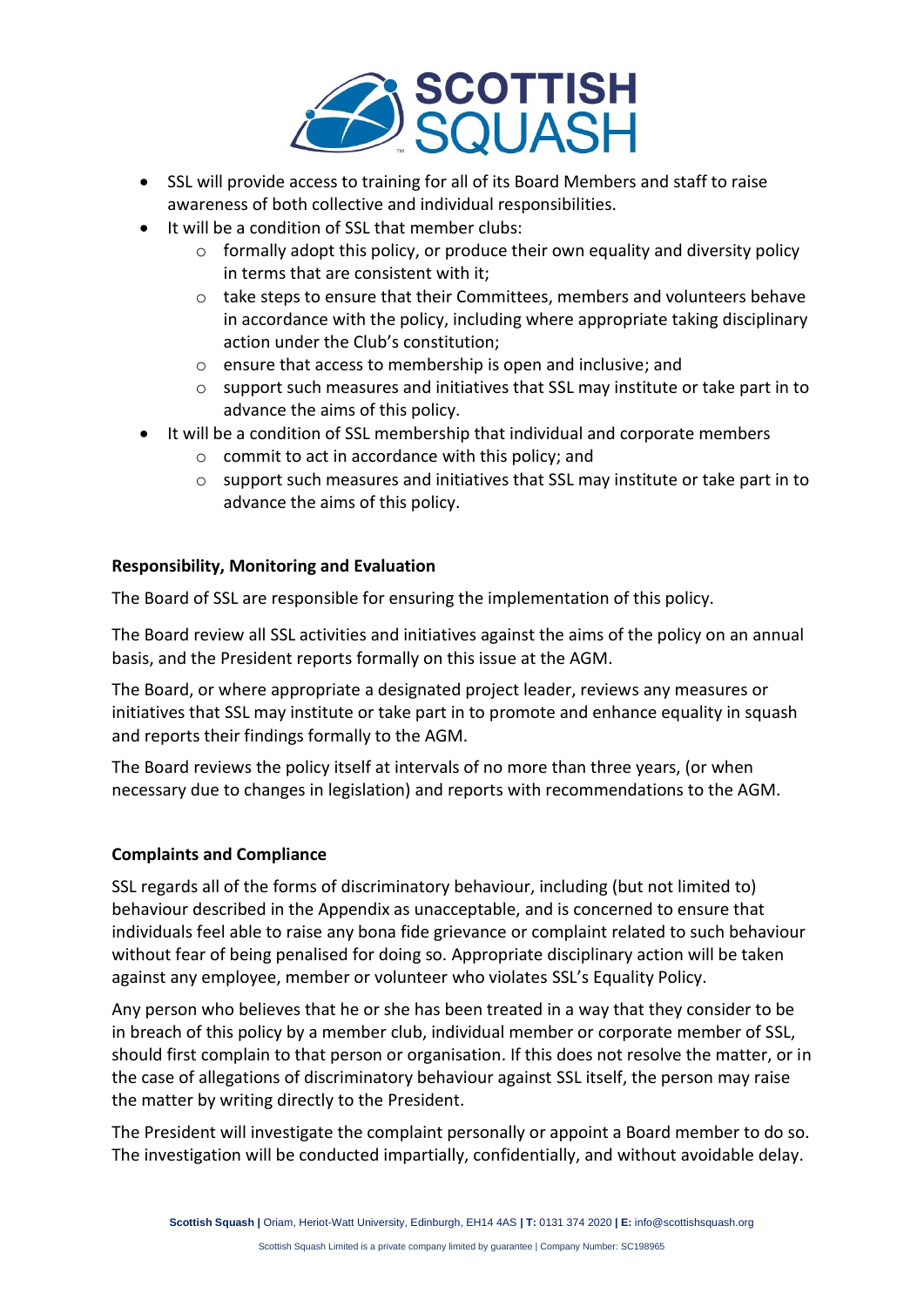- SSL will provide access to training for all of its Board Members and staff to raise awareness of both collective and individual responsibilities.
- It will be a condition of SSL that member clubs:
    - formally adopt this policy, or produce their own equality and diversity policy in terms that are consistent with it;
    - take steps to ensure that their Committees, members and volunteers behave in accordance with the policy, including where appropriate taking disciplinary action under the Club's constitution;
    - ensure that access to membership is open and inclusive; and
    - support such measures and initiatives that SSL may institute or take part in to advance the aims of this policy.
- It will be a condition of SSL membership that individual and corporate members
    - commit to act in accordance with this policy; and
    - support such measures and initiatives that SSL may institute or take part in to advance the aims of this policy.

**Responsibility, Monitoring and Evaluation**

The Board of SSL are responsible for ensuring the implementation of this policy.

The Board review all SSL activities and initiatives against the aims of the policy on an annual basis, and the President reports formally on this issue at the AGM.

The Board, or where appropriate a designated project leader, reviews any measures or initiatives that SSL may institute or take part in to promote and enhance equality in squash and reports their findings formally to the AGM.

The Board reviews the policy itself at intervals of no more than three years, (or when necessary due to changes in legislation) and reports with recommendations to the AGM.

**Complaints and Compliance**

SSL regards all of the forms of discriminatory behaviour, including (but not limited to) behaviour described in the Appendix as unacceptable, and is concerned to ensure that individuals feel able to raise any bona fide grievance or complaint related to such behaviour without fear of being penalised for doing so. Appropriate disciplinary action will be taken against any employee, member or volunteer who violates SSL's Equality Policy.

Any person who believes that he or she has been treated in a way that they consider to be in breach of this policy by a member club, individual member or corporate member of SSL, should first complain to that person or organisation. If this does not resolve the matter, or in the case of allegations of discriminatory behaviour against SSL itself, the person may raise the matter by writing directly to the President.

The President will investigate the complaint personally or appoint a Board member to do so. The investigation will be conducted impartially, confidentially, and without avoidable delay.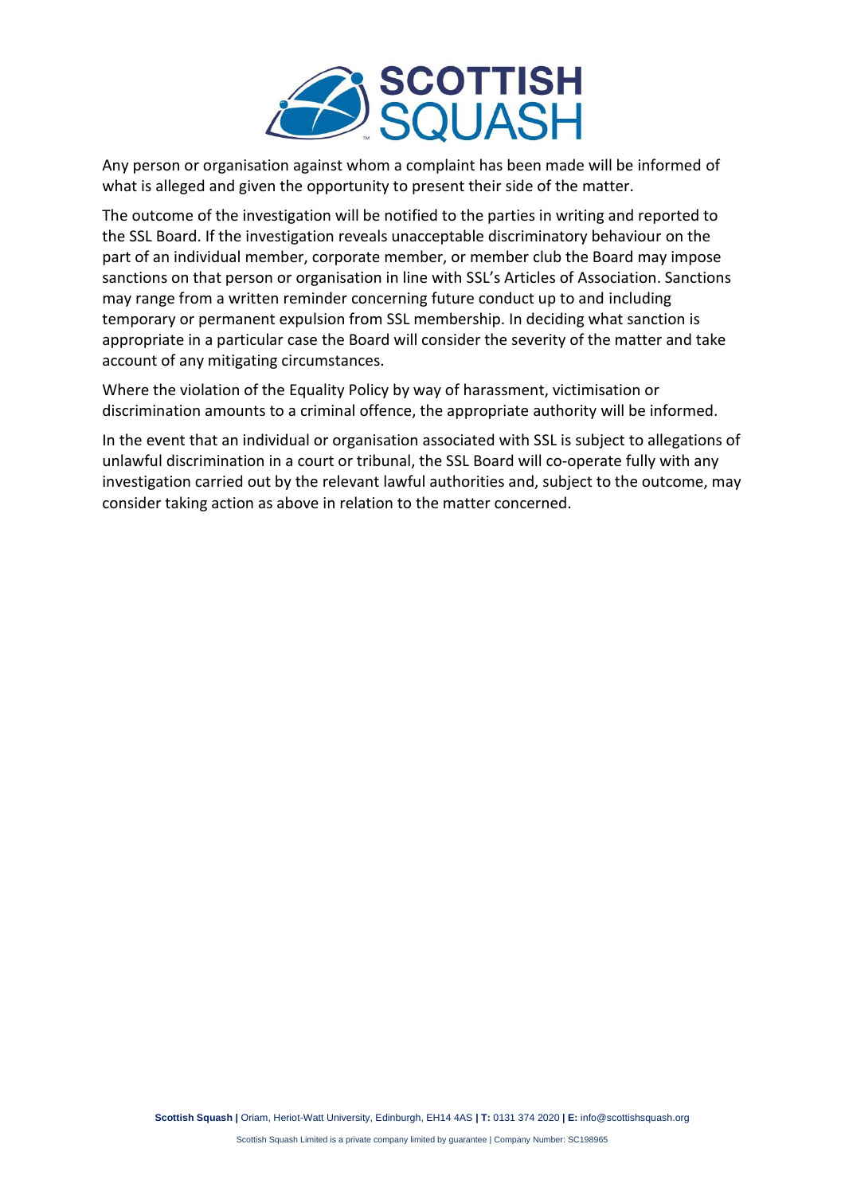Any person or organisation against whom a complaint has been made will be informed of what is alleged and given the opportunity to present their side of the matter.

The outcome of the investigation will be notified to the parties in writing and reported to the SSL Board. If the investigation reveals unacceptable discriminatory behaviour on the part of an individual member, corporate member, or member club the Board may impose sanctions on that person or organisation in line with SSL's Articles of Association. Sanctions may range from a written reminder concerning future conduct up to and including temporary or permanent expulsion from SSL membership. In deciding what sanction is appropriate in a particular case the Board will consider the severity of the matter and take account of any mitigating circumstances.

Where the violation of the Equality Policy by way of harassment, victimisation or discrimination amounts to a criminal offence, the appropriate authority will be informed.

In the event that an individual or organisation associated with SSL is subject to allegations of unlawful discrimination in a court or tribunal, the SSL Board will co-operate fully with any investigation carried out by the relevant lawful authorities and, subject to the outcome, may consider taking action as above in relation to the matter concerned.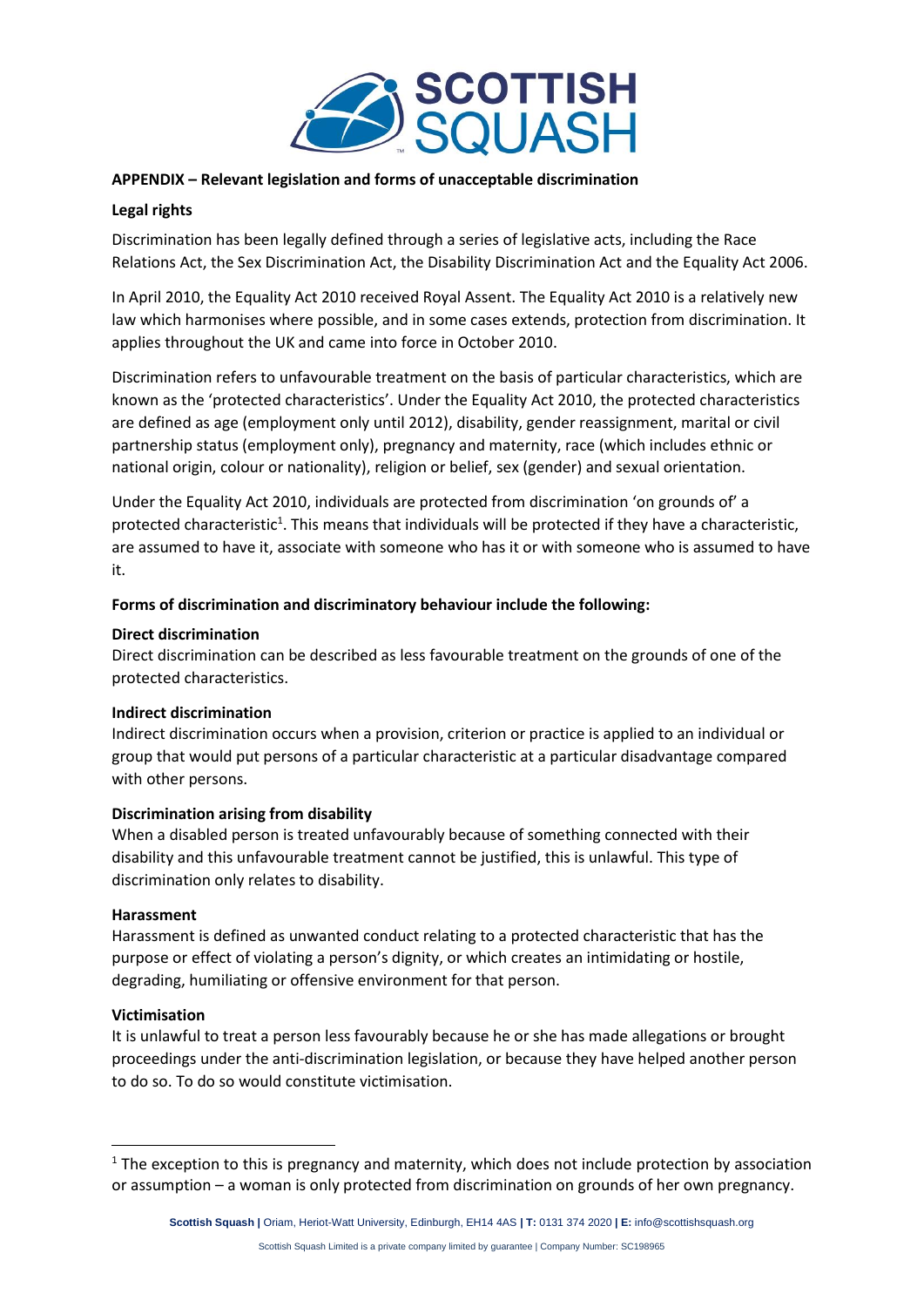**APPENDIX – Relevant legislation and forms of unacceptable discrimination**

**Legal rights**

Discrimination has been legally defined through a series of legislative acts, including the Race Relations Act, the Sex Discrimination Act, the Disability Discrimination Act and the Equality Act 2006.

In April 2010, the Equality Act 2010 received Royal Assent. The Equality Act 2010 is a relatively new law which harmonises where possible, and in some cases extends, protection from discrimination. It applies throughout the UK and came into force in October 2010.

Discrimination refers to unfavourable treatment on the basis of particular characteristics, which are known as the 'protected characteristics'. Under the Equality Act 2010, the protected characteristics are defined as age (employment only until 2012), disability, gender reassignment, marital or civil partnership status (employment only), pregnancy and maternity, race (which includes ethnic or national origin, colour or nationality), religion or belief, sex (gender) and sexual orientation.

Under the Equality Act 2010, individuals are protected from discrimination 'on grounds of' a protected characteristic[1]. This means that individuals will be protected if they have a characteristic, are assumed to have it, associate with someone who has it or with someone who is assumed to have it.

**Forms of discrimination and discriminatory behaviour include the following:**

**Direct discrimination**
Direct discrimination can be described as less favourable treatment on the grounds of one of the protected characteristics.

**Indirect discrimination**
Indirect discrimination occurs when a provision, criterion or practice is applied to an individual or group that would put persons of a particular characteristic at a particular disadvantage compared with other persons.

**Discrimination arising from disability**
When a disabled person is treated unfavourably because of something connected with their disability and this unfavourable treatment cannot be justified, this is unlawful. This type of discrimination only relates to disability.

**Harassment**
Harassment is defined as unwanted conduct relating to a protected characteristic that has the purpose or effect of violating a person's dignity, or which creates an intimidating or hostile, degrading, humiliating or offensive environment for that person.

**Victimisation**
It is unlawful to treat a person less favourably because he or she has made allegations or brought proceedings under the anti-discrimination legislation, or because they have helped another person to do so. To do so would constitute victimisation.

---

[1] The exception to this is pregnancy and maternity, which does not include protection by association or assumption – a woman is only protected from discrimination on grounds of her own pregnancy.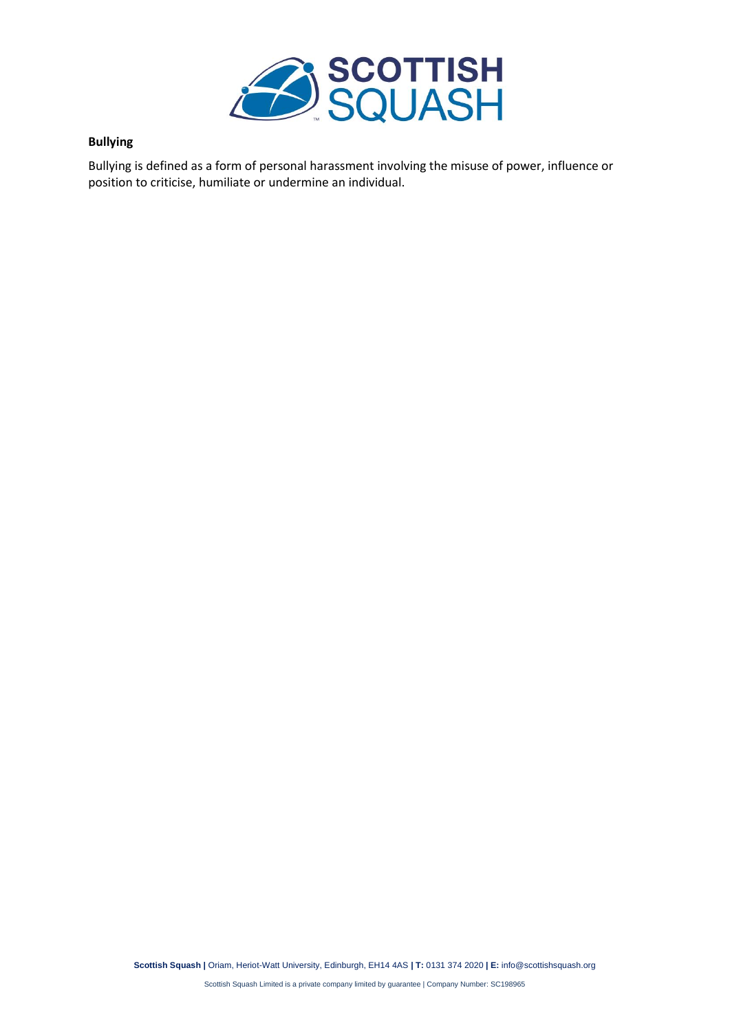**Bullying**

Bullying is defined as a form of personal harassment involving the misuse of power, influence or position to criticise, humiliate or undermine an individual.